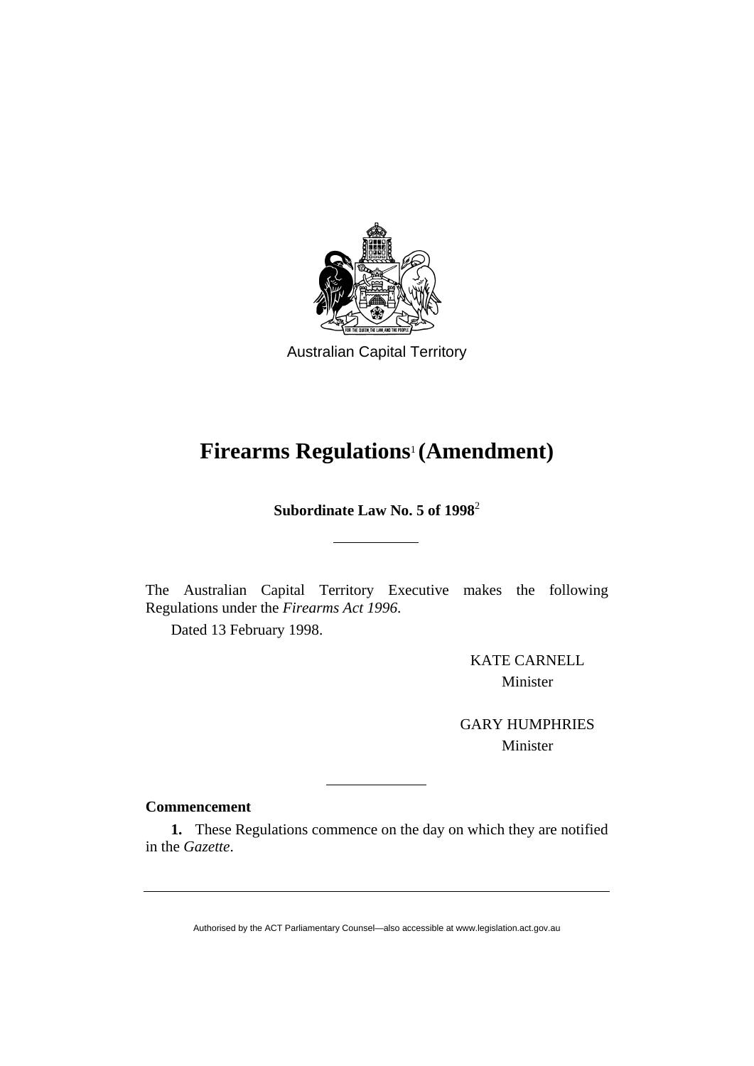Australian Capital Territory

# Firearms Regulations[1] (Amendment)

**Subordinate Law No. 5 of 1998**[2]

---

The Australian Capital Territory Executive makes the following Regulations under the *Firearms Act 1996*.

Dated 13 February 1998.

KATE CARNELL
Minister

GARY HUMPHRIES
Minister

---

**Commencement**

**1.** These Regulations commence on the day on which they are notified in the *Gazette*.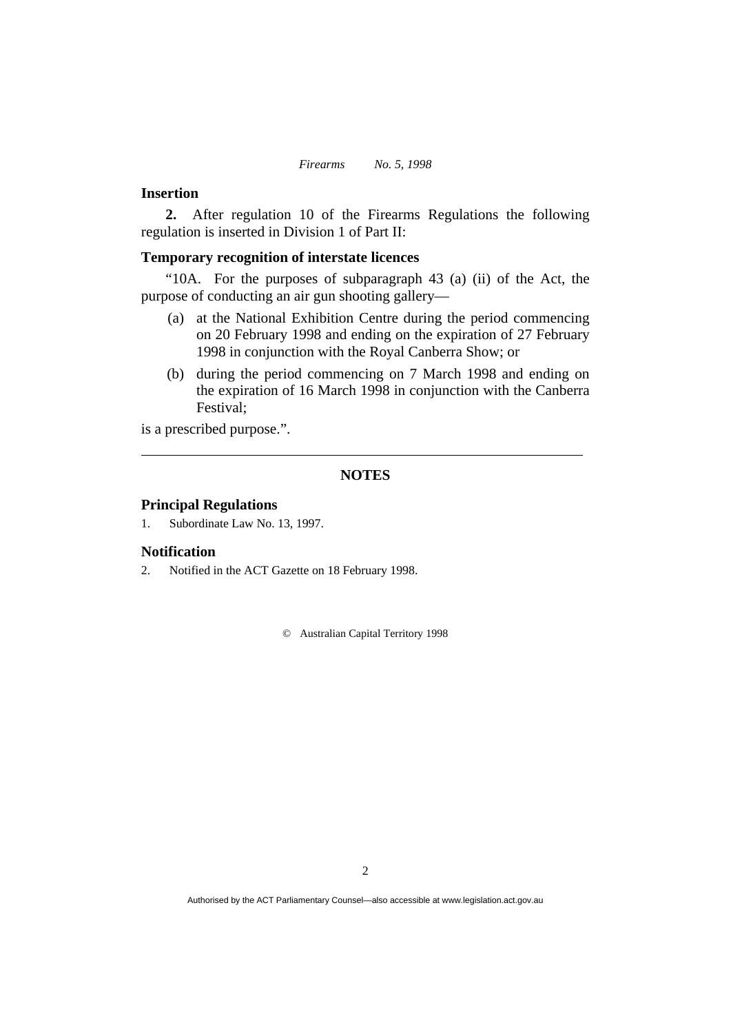### Insertion

**2.** After regulation 10 of the Firearms Regulations the following regulation is inserted in Division 1 of Part II:

### Temporary recognition of interstate licences

"10A. For the purposes of subparagraph 43 (a) (ii) of the Act, the purpose of conducting an air gun shooting gallery—

(a) at the National Exhibition Centre during the period commencing on 20 February 1998 and ending on the expiration of 27 February 1998 in conjunction with the Royal Canberra Show; or

(b) during the period commencing on 7 March 1998 and ending on the expiration of 16 March 1998 in conjunction with the Canberra Festival;

is a prescribed purpose.".

---

## NOTES

### Principal Regulations

1. Subordinate Law No. 13, 1997.

### Notification

2. Notified in the ACT Gazette on 18 February 1998.

© Australian Capital Territory 1998